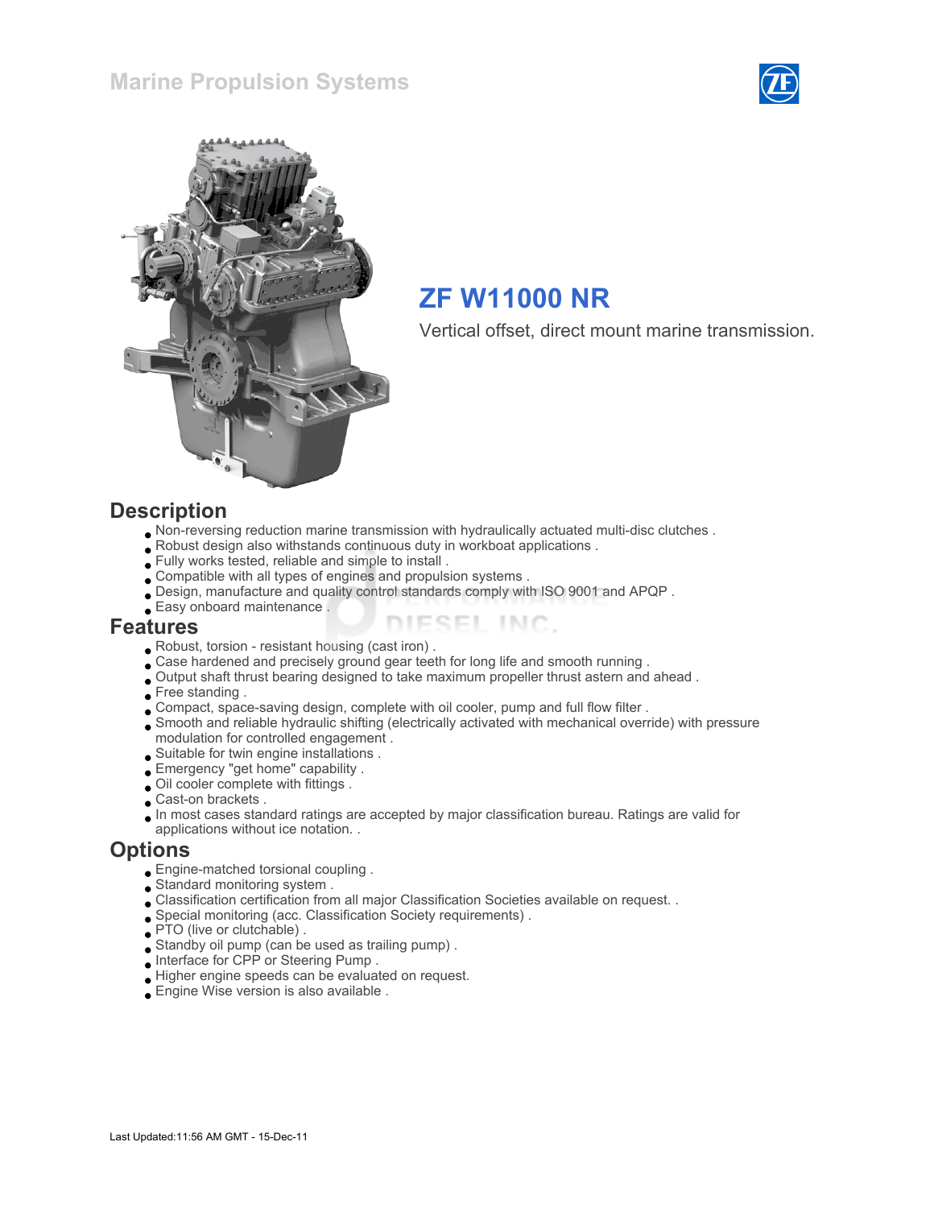Marine Propulsion Systems

# ZF W11000 NR

Vertical offset, direct mount marine transmission.

## Description

- Non-reversing reduction marine transmission with hydraulically actuated multi-disc clutches .
- Robust design also withstands continuous duty in workboat applications .
- Fully works tested, reliable and simple to install .
- Compatible with all types of engines and propulsion systems .
- Design, manufacture and quality control standards comply with ISO 9001 and APQP .
- Easy onboard maintenance .

## Features

- Robust, torsion - resistant housing (cast iron) .
- Case hardened and precisely ground gear teeth for long life and smooth running .
- Output shaft thrust bearing designed to take maximum propeller thrust astern and ahead .
- Free standing .
- Compact, space-saving design, complete with oil cooler, pump and full flow filter .
- Smooth and reliable hydraulic shifting (electrically activated with mechanical override) with pressure modulation for controlled engagement .
- Suitable for twin engine installations .
- Emergency "get home" capability .
- Oil cooler complete with fittings .
- Cast-on brackets .
- In most cases standard ratings are accepted by major classification bureau. Ratings are valid for applications without ice notation. .

## Options

- Engine-matched torsional coupling .
- Standard monitoring system .
- Classification certification from all major Classification Societies available on request. .
- Special monitoring (acc. Classification Society requirements) .
- PTO (live or clutchable) .
- Standby oil pump (can be used as trailing pump) .
- Interface for CPP or Steering Pump .
- Higher engine speeds can be evaluated on request.
- Engine Wise version is also available .

Last Updated:11:56 AM GMT - 15-Dec-11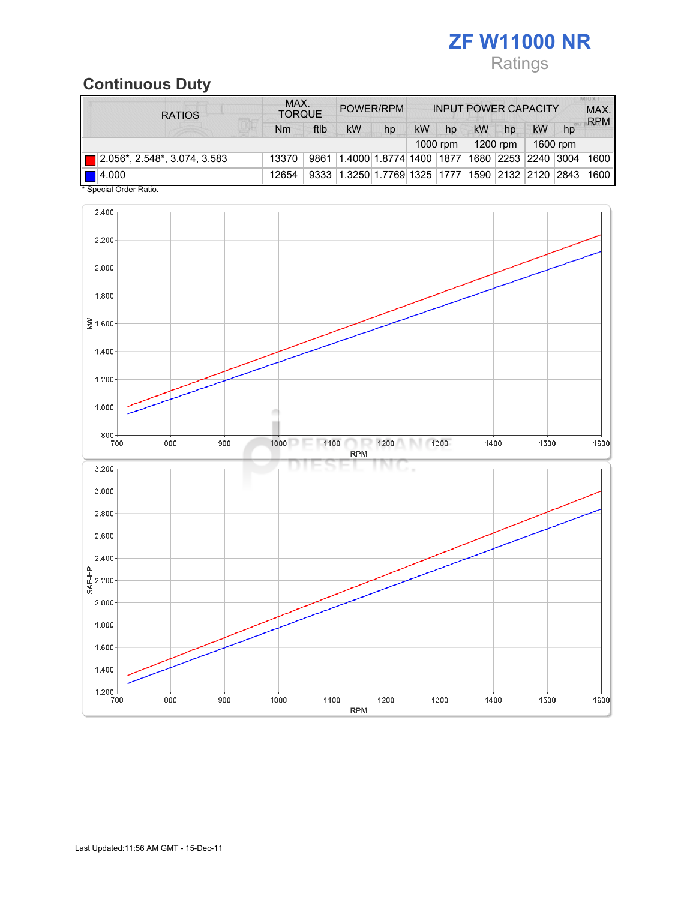# ZF W11000 NR

Ratings

## Continuous Duty

| RATIOS | MAX. TORQUE | | POWER/RPM | | INPUT POWER CAPACITY | | | | | | MAX. RPM |
|---|---|---|---|---|---|---|---|---|---|---|---|
| | Nm | ftlb | kW | hp | kW | hp | kW | hp | kW | hp | |
| | | | | | 1000 rpm | | 1200 rpm | | 1600 rpm | | |
| 2.056*, 2.548*, 3.074, 3.583 | 13370 | 9861 | 1.4000 | 1.8774 | 1400 | 1877 | 1680 | 2253 | 2240 | 3004 | 1600 |
| 4.000 | 12654 | 9333 | 1.3250 | 1.7769 | 1325 | 1777 | 1590 | 2132 | 2120 | 2843 | 1600 |

\* Special Order Ratio.

Last Updated:11:56 AM GMT - 15-Dec-11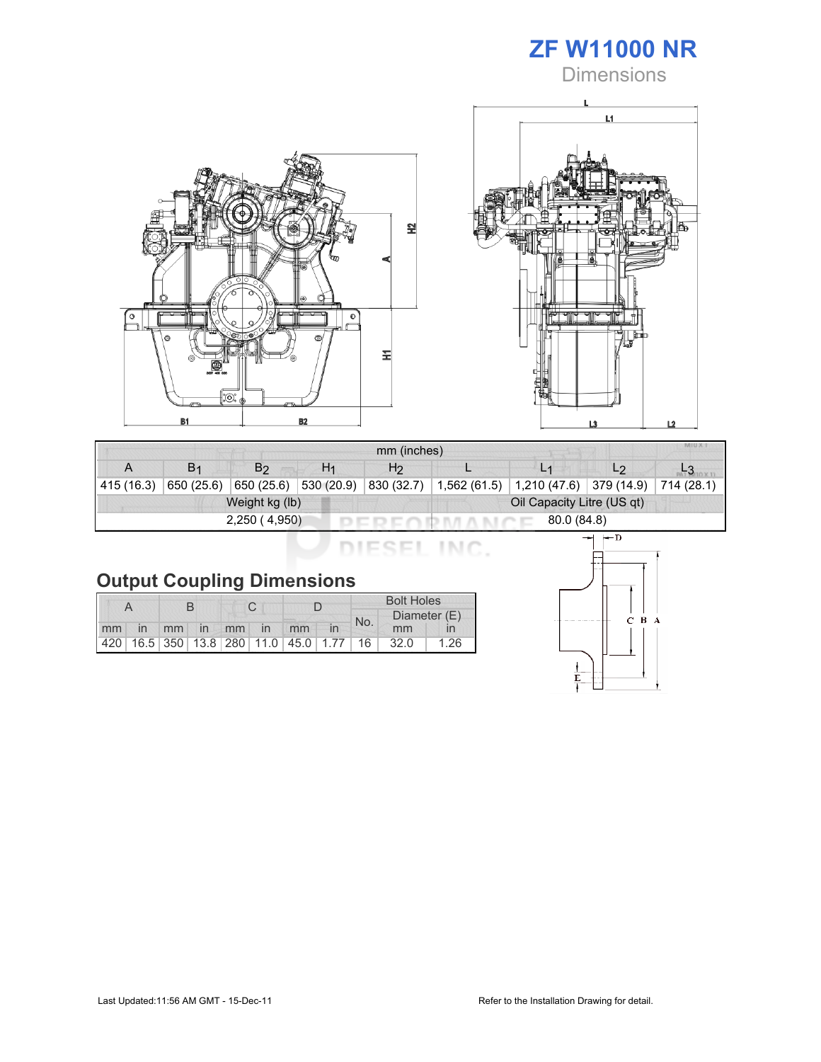# ZF W11000 NR

## Dimensions

| mm (inches) | | | | | | | | |
|---|---|---|---|---|---|---|---|---|
| A | $B_1$ | $B_2$ | $H_1$ | $H_2$ | L | $L_1$ | $L_2$ | $L_3$ |
| 415 (16.3) | 650 (25.6) | 650 (25.6) | 530 (20.9) | 830 (32.7) | 1,562 (61.5) | 1,210 (47.6) | 379 (14.9) | 714 (28.1) |

| Weight kg (lb) | Oil Capacity Litre (US qt) |
|---|---|
| 2,250 ( 4,950) | 80.0 (84.8) |

## Output Coupling Dimensions

| A | | B | | C | | D | | Bolt Holes | | |
|---|---|---|---|---|---|---|---|---|---|---|
| | | | | | | | | No. | Diameter (E) | |
| mm | in | mm | in | mm | in | mm | in | | mm | in |
| 420 | 16.5 | 350 | 13.8 | 280 | 11.0 | 45.0 | 1.77 | 16 | 32.0 | 1.26 |

Last Updated:11:56 AM GMT - 15-Dec-11

Refer to the Installation Drawing for detail.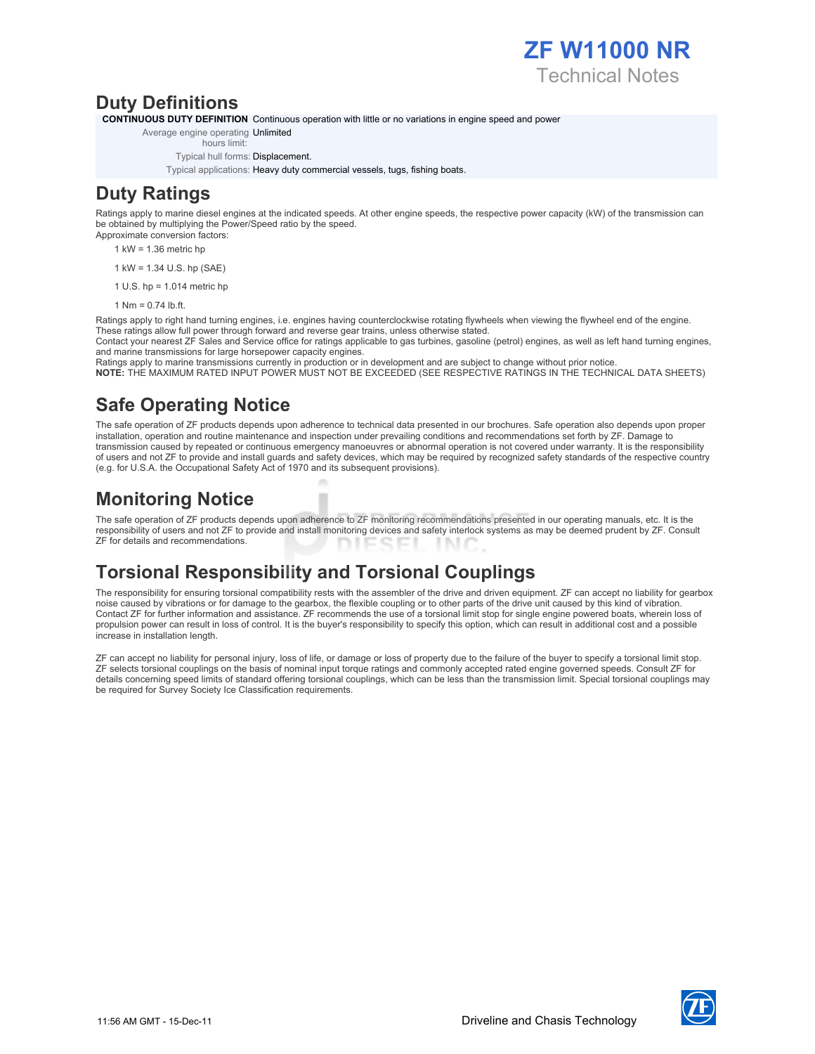# ZF W11000 NR

Technical Notes

## Duty Definitions

| | |
|---|---|
| **CONTINUOUS DUTY DEFINITION** | Continuous operation with little or no variations in engine speed and power |
| Average engine operating hours limit: | Unlimited |
| Typical hull forms: | Displacement. |
| Typical applications: | Heavy duty commercial vessels, tugs, fishing boats. |

## Duty Ratings

Ratings apply to marine diesel engines at the indicated speeds. At other engine speeds, the respective power capacity (kW) of the transmission can be obtained by multiplying the Power/Speed ratio by the speed.
Approximate conversion factors:

1 kW = 1.36 metric hp

1 kW = 1.34 U.S. hp (SAE)

1 U.S. hp = 1.014 metric hp

1 Nm = 0.74 lb.ft.

Ratings apply to right hand turning engines, i.e. engines having counterclockwise rotating flywheels when viewing the flywheel end of the engine. These ratings allow full power through forward and reverse gear trains, unless otherwise stated.
Contact your nearest ZF Sales and Service office for ratings applicable to gas turbines, gasoline (petrol) engines, as well as left hand turning engines, and marine transmissions for large horsepower capacity engines.
Ratings apply to marine transmissions currently in production or in development and are subject to change without prior notice.
**NOTE:** THE MAXIMUM RATED INPUT POWER MUST NOT BE EXCEEDED (SEE RESPECTIVE RATINGS IN THE TECHNICAL DATA SHEETS)

## Safe Operating Notice

The safe operation of ZF products depends upon adherence to technical data presented in our brochures. Safe operation also depends upon proper installation, operation and routine maintenance and inspection under prevailing conditions and recommendations set forth by ZF. Damage to transmission caused by repeated or continuous emergency manoeuvres or abnormal operation is not covered under warranty. It is the responsibility of users and not ZF to provide and install guards and safety devices, which may be required by recognized safety standards of the respective country (e.g. for U.S.A. the Occupational Safety Act of 1970 and its subsequent provisions).

## Monitoring Notice

The safe operation of ZF products depends upon adherence to ZF monitoring recommendations presented in our operating manuals, etc. It is the responsibility of users and not ZF to provide and install monitoring devices and safety interlock systems as may be deemed prudent by ZF. Consult ZF for details and recommendations.

## Torsional Responsibility and Torsional Couplings

The responsibility for ensuring torsional compatibility rests with the assembler of the drive and driven equipment. ZF can accept no liability for gearbox noise caused by vibrations or for damage to the gearbox, the flexible coupling or to other parts of the drive unit caused by this kind of vibration. Contact ZF for further information and assistance. ZF recommends the use of a torsional limit stop for single engine powered boats, wherein loss of propulsion power can result in loss of control. It is the buyer's responsibility to specify this option, which can result in additional cost and a possible increase in installation length.

ZF can accept no liability for personal injury, loss of life, or damage or loss of property due to the failure of the buyer to specify a torsional limit stop. ZF selects torsional couplings on the basis of nominal input torque ratings and commonly accepted rated engine governed speeds. Consult ZF for details concerning speed limits of standard offering torsional couplings, which can be less than the transmission limit. Special torsional couplings may be required for Survey Society Ice Classification requirements.